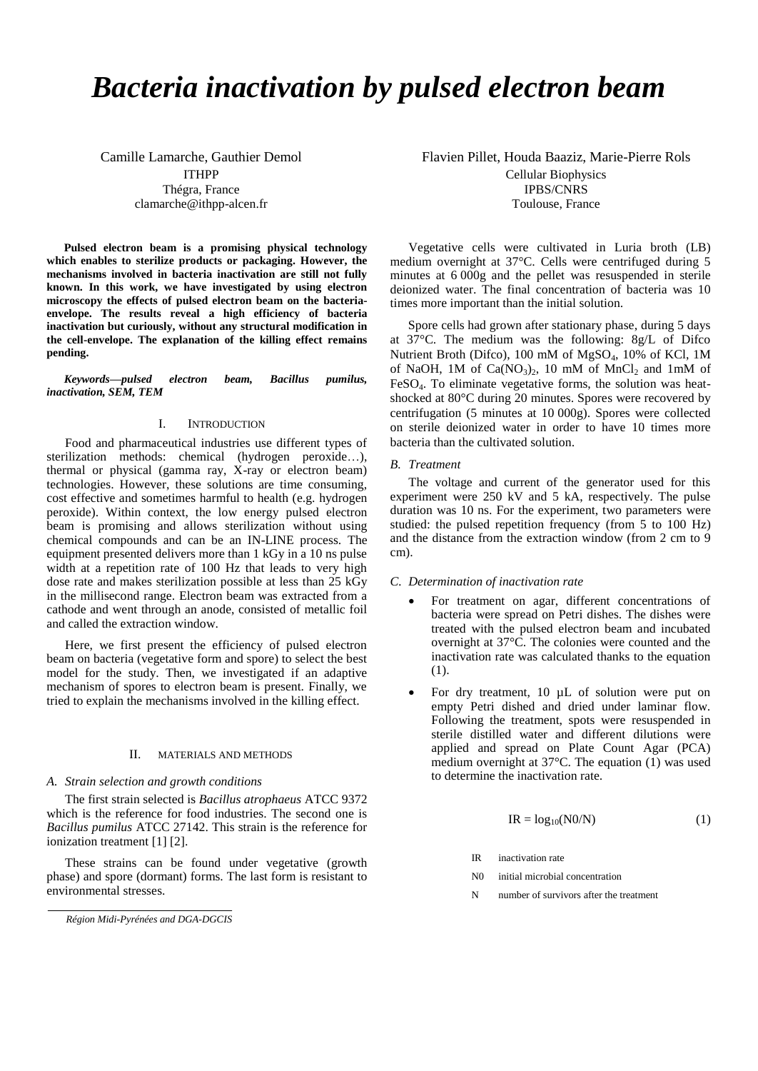# *Bacteria inactivation by pulsed electron beam*

Camille Lamarche, Gauthier Demol
ITHPP
Thégra, France
clamarche@ithpp-alcen.fr

Flavien Pillet, Houda Baaziz, Marie-Pierre Rols
Cellular Biophysics
IPBS/CNRS
Toulouse, France

**Pulsed electron beam is a promising physical technology which enables to sterilize products or packaging. However, the mechanisms involved in bacteria inactivation are still not fully known. In this work, we have investigated by using electron microscopy the effects of pulsed electron beam on the bacteria-envelope. The results reveal a high efficiency of bacteria inactivation but curiously, without any structural modification in the cell-envelope. The explanation of the killing effect remains pending.**

***Keywords—pulsed electron beam, Bacillus pumilus, inactivation, SEM, TEM***

## I. Introduction

Food and pharmaceutical industries use different types of sterilization methods: chemical (hydrogen peroxide…), thermal or physical (gamma ray, X-ray or electron beam) technologies. However, these solutions are time consuming, cost effective and sometimes harmful to health (e.g. hydrogen peroxide). Within context, the low energy pulsed electron beam is promising and allows sterilization without using chemical compounds and can be an IN-LINE process. The equipment presented delivers more than 1 kGy in a 10 ns pulse width at a repetition rate of 100 Hz that leads to very high dose rate and makes sterilization possible at less than 25 kGy in the millisecond range. Electron beam was extracted from a cathode and went through an anode, consisted of metallic foil and called the extraction window.

Here, we first present the efficiency of pulsed electron beam on bacteria (vegetative form and spore) to select the best model for the study. Then, we investigated if an adaptive mechanism of spores to electron beam is present. Finally, we tried to explain the mechanisms involved in the killing effect.

## II. Materials and Methods

### *A. Strain selection and growth conditions*

The first strain selected is *Bacillus atrophaeus* ATCC 9372 which is the reference for food industries. The second one is *Bacillus pumilus* ATCC 27142. This strain is the reference for ionization treatment [1] [2].

These strains can be found under vegetative (growth phase) and spore (dormant) forms. The last form is resistant to environmental stresses.

Vegetative cells were cultivated in Luria broth (LB) medium overnight at 37°C. Cells were centrifuged during 5 minutes at 6 000g and the pellet was resuspended in sterile deionized water. The final concentration of bacteria was 10 times more important than the initial solution.

Spore cells had grown after stationary phase, during 5 days at 37°C. The medium was the following: 8g/L of Difco Nutrient Broth (Difco), 100 mM of $MgSO_4$, 10% of KCl, 1M of NaOH, 1M of $Ca(NO_3)_2$, 10 mM of $MnCl_2$ and 1mM of $FeSO_4$. To eliminate vegetative forms, the solution was heat-shocked at 80°C during 20 minutes. Spores were recovered by centrifugation (5 minutes at 10 000g). Spores were collected on sterile deionized water in order to have 10 times more bacteria than the cultivated solution.

### *B. Treatment*

The voltage and current of the generator used for this experiment were 250 kV and 5 kA, respectively. The pulse duration was 10 ns. For the experiment, two parameters were studied: the pulsed repetition frequency (from 5 to 100 Hz) and the distance from the extraction window (from 2 cm to 9 cm).

### *C. Determination of inactivation rate*

- For treatment on agar, different concentrations of bacteria were spread on Petri dishes. The dishes were treated with the pulsed electron beam and incubated overnight at 37°C. The colonies were counted and the inactivation rate was calculated thanks to the equation (1).
- For dry treatment, 10 µL of solution were put on empty Petri dished and dried under laminar flow. Following the treatment, spots were resuspended in sterile distilled water and different dilutions were applied and spread on Plate Count Agar (PCA) medium overnight at 37°C. The equation (1) was used to determine the inactivation rate.

$$IR = \log_{10}(N0/N) \qquad (1)$$

IR inactivation rate

N0 initial microbial concentration

N number of survivors after the treatment

*Région Midi-Pyrénées and DGA-DGCIS*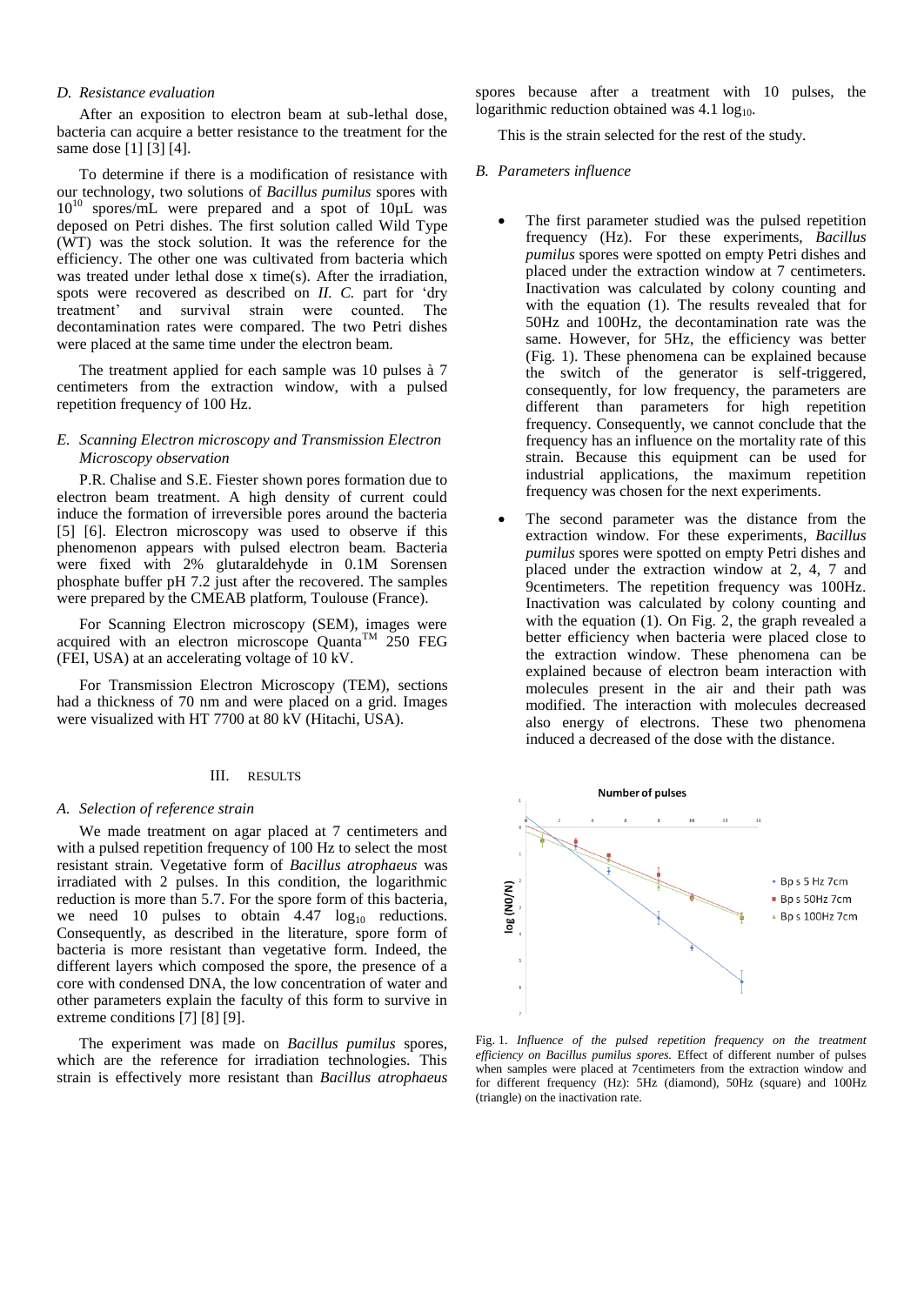### D. Resistance evaluation

After an exposition to electron beam at sub-lethal dose, bacteria can acquire a better resistance to the treatment for the same dose [1] [3] [4].

To determine if there is a modification of resistance with our technology, two solutions of *Bacillus pumilus* spores with $10^{10}$ spores/mL were prepared and a spot of 10µL was deposed on Petri dishes. The first solution called Wild Type (WT) was the stock solution. It was the reference for the efficiency. The other one was cultivated from bacteria which was treated under lethal dose x time(s). After the irradiation, spots were recovered as described on *II. C.* part for 'dry treatment' and survival strain were counted. The decontamination rates were compared. The two Petri dishes were placed at the same time under the electron beam.

The treatment applied for each sample was 10 pulses à 7 centimeters from the extraction window, with a pulsed repetition frequency of 100 Hz.

### E. Scanning Electron microscopy and Transmission Electron Microscopy observation

P.R. Chalise and S.E. Fiester shown pores formation due to electron beam treatment. A high density of current could induce the formation of irreversible pores around the bacteria [5] [6]. Electron microscopy was used to observe if this phenomenon appears with pulsed electron beam. Bacteria were fixed with 2% glutaraldehyde in 0.1M Sorensen phosphate buffer pH 7.2 just after the recovered. The samples were prepared by the CMEAB platform, Toulouse (France).

For Scanning Electron microscopy (SEM), images were acquired with an electron microscope Quanta™ 250 FEG (FEI, USA) at an accelerating voltage of 10 kV.

For Transmission Electron Microscopy (TEM), sections had a thickness of 70 nm and were placed on a grid. Images were visualized with HT 7700 at 80 kV (Hitachi, USA).

## III. RESULTS

### A. Selection of reference strain

We made treatment on agar placed at 7 centimeters and with a pulsed repetition frequency of 100 Hz to select the most resistant strain. Vegetative form of *Bacillus atrophaeus* was irradiated with 2 pulses. In this condition, the logarithmic reduction is more than 5.7. For the spore form of this bacteria, we need 10 pulses to obtain 4.47 $\log_{10}$ reductions. Consequently, as described in the literature, spore form of bacteria is more resistant than vegetative form. Indeed, the different layers which composed the spore, the presence of a core with condensed DNA, the low concentration of water and other parameters explain the faculty of this form to survive in extreme conditions [7] [8] [9].

The experiment was made on *Bacillus pumilus* spores, which are the reference for irradiation technologies. This strain is effectively more resistant than *Bacillus atrophaeus* spores because after a treatment with 10 pulses, the logarithmic reduction obtained was 4.1 $\log_{10}$.

This is the strain selected for the rest of the study.

### B. Parameters influence

- The first parameter studied was the pulsed repetition frequency (Hz). For these experiments, *Bacillus pumilus* spores were spotted on empty Petri dishes and placed under the extraction window at 7 centimeters. Inactivation was calculated by colony counting and with the equation (1). The results revealed that for 50Hz and 100Hz, the decontamination rate was the same. However, for 5Hz, the efficiency was better (Fig. 1). These phenomena can be explained because the switch of the generator is self-triggered, consequently, for low frequency, the parameters are different than parameters for high repetition frequency. Consequently, we cannot conclude that the frequency has an influence on the mortality rate of this strain. Because this equipment can be used for industrial applications, the maximum repetition frequency was chosen for the next experiments.
- The second parameter was the distance from the extraction window. For these experiments, *Bacillus pumilus* spores were spotted on empty Petri dishes and placed under the extraction window at 2, 4, 7 and 9centimeters. The repetition frequency was 100Hz. Inactivation was calculated by colony counting and with the equation (1). On Fig. 2, the graph revealed a better efficiency when bacteria were placed close to the extraction window. These phenomena can be explained because of electron beam interaction with molecules present in the air and their path was modified. The interaction with molecules decreased also energy of electrons. These two phenomena induced a decreased of the dose with the distance.

Fig. 1. *Influence of the pulsed repetition frequency on the treatment efficiency on Bacillus pumilus spores.* Effect of different number of pulses when samples were placed at 7centimeters from the extraction window and for different frequency (Hz): 5Hz (diamond), 50Hz (square) and 100Hz (triangle) on the inactivation rate.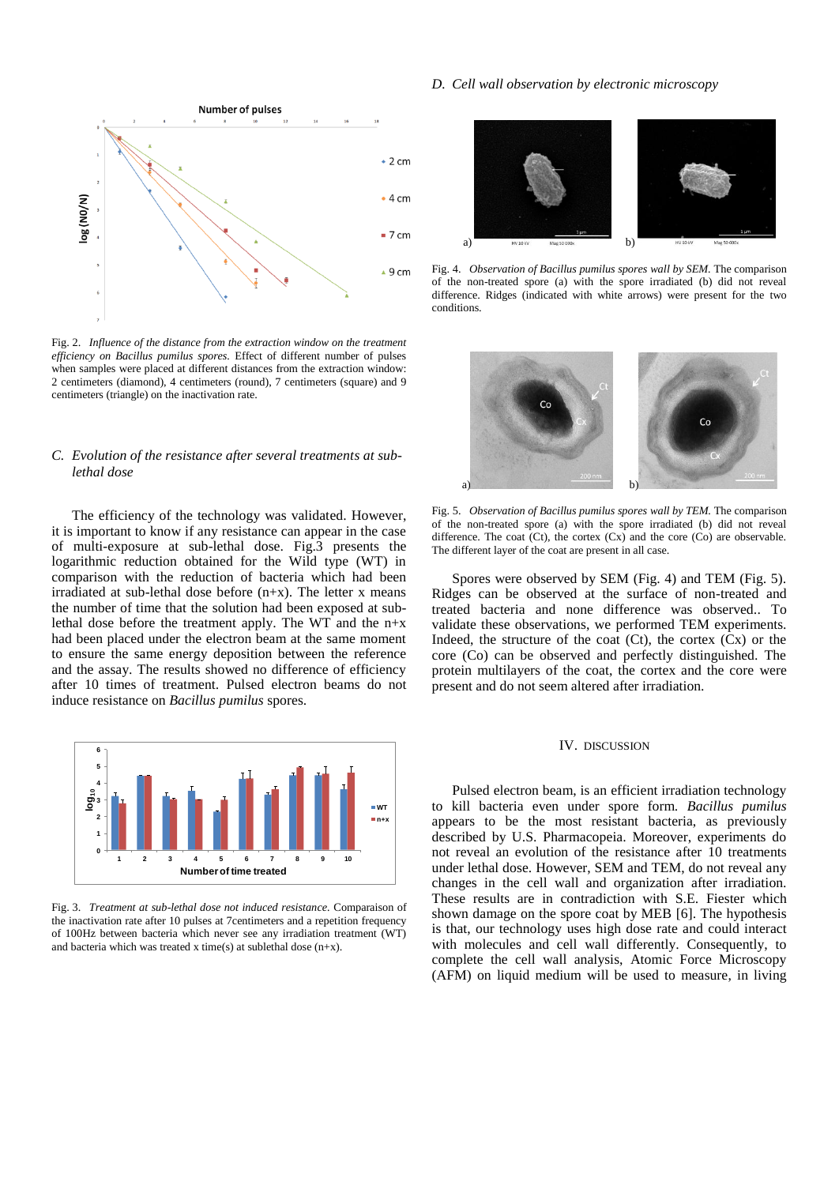Fig. 2. *Influence of the distance from the extraction window on the treatment efficiency on Bacillus pumilus spores.* Effect of different number of pulses when samples were placed at different distances from the extraction window: 2 centimeters (diamond), 4 centimeters (round), 7 centimeters (square) and 9 centimeters (triangle) on the inactivation rate.

### C. Evolution of the resistance after several treatments at sub-lethal dose

The efficiency of the technology was validated. However, it is important to know if any resistance can appear in the case of multi-exposure at sub-lethal dose. Fig.3 presents the logarithmic reduction obtained for the Wild type (WT) in comparison with the reduction of bacteria which had been irradiated at sub-lethal dose before (n+x). The letter x means the number of time that the solution had been exposed at sub-lethal dose before the treatment apply. The WT and the n+x had been placed under the electron beam at the same moment to ensure the same energy deposition between the reference and the assay. The results showed no difference of efficiency after 10 times of treatment. Pulsed electron beams do not induce resistance on *Bacillus pumilus* spores.

Fig. 3. *Treatment at sub-lethal dose not induced resistance.* Comparaison of the inactivation rate after 10 pulses at 7centimeters and a repetition frequency of 100Hz between bacteria which never see any irradiation treatment (WT) and bacteria which was treated x time(s) at sublethal dose (n+x).

### D. Cell wall observation by electronic microscopy

Fig. 4. *Observation of Bacillus pumilus spores wall by SEM.* The comparison of the non-treated spore (a) with the spore irradiated (b) did not reveal difference. Ridges (indicated with white arrows) were present for the two conditions.

Fig. 5. *Observation of Bacillus pumilus spores wall by TEM.* The comparison of the non-treated spore (a) with the spore irradiated (b) did not reveal difference. The coat (Ct), the cortex (Cx) and the core (Co) are observable. The different layer of the coat are present in all case.

Spores were observed by SEM (Fig. 4) and TEM (Fig. 5). Ridges can be observed at the surface of non-treated and treated bacteria and none difference was observed.. To validate these observations, we performed TEM experiments. Indeed, the structure of the coat (Ct), the cortex (Cx) or the core (Co) can be observed and perfectly distinguished. The protein multilayers of the coat, the cortex and the core were present and do not seem altered after irradiation.

## IV. Discussion

Pulsed electron beam, is an efficient irradiation technology to kill bacteria even under spore form. *Bacillus pumilus* appears to be the most resistant bacteria, as previously described by U.S. Pharmacopeia. Moreover, experiments do not reveal an evolution of the resistance after 10 treatments under lethal dose. However, SEM and TEM, do not reveal any changes in the cell wall and organization after irradiation. These results are in contradiction with S.E. Fiester which shown damage on the spore coat by MEB [6]. The hypothesis is that, our technology uses high dose rate and could interact with molecules and cell wall differently. Consequently, to complete the cell wall analysis, Atomic Force Microscopy (AFM) on liquid medium will be used to measure, in living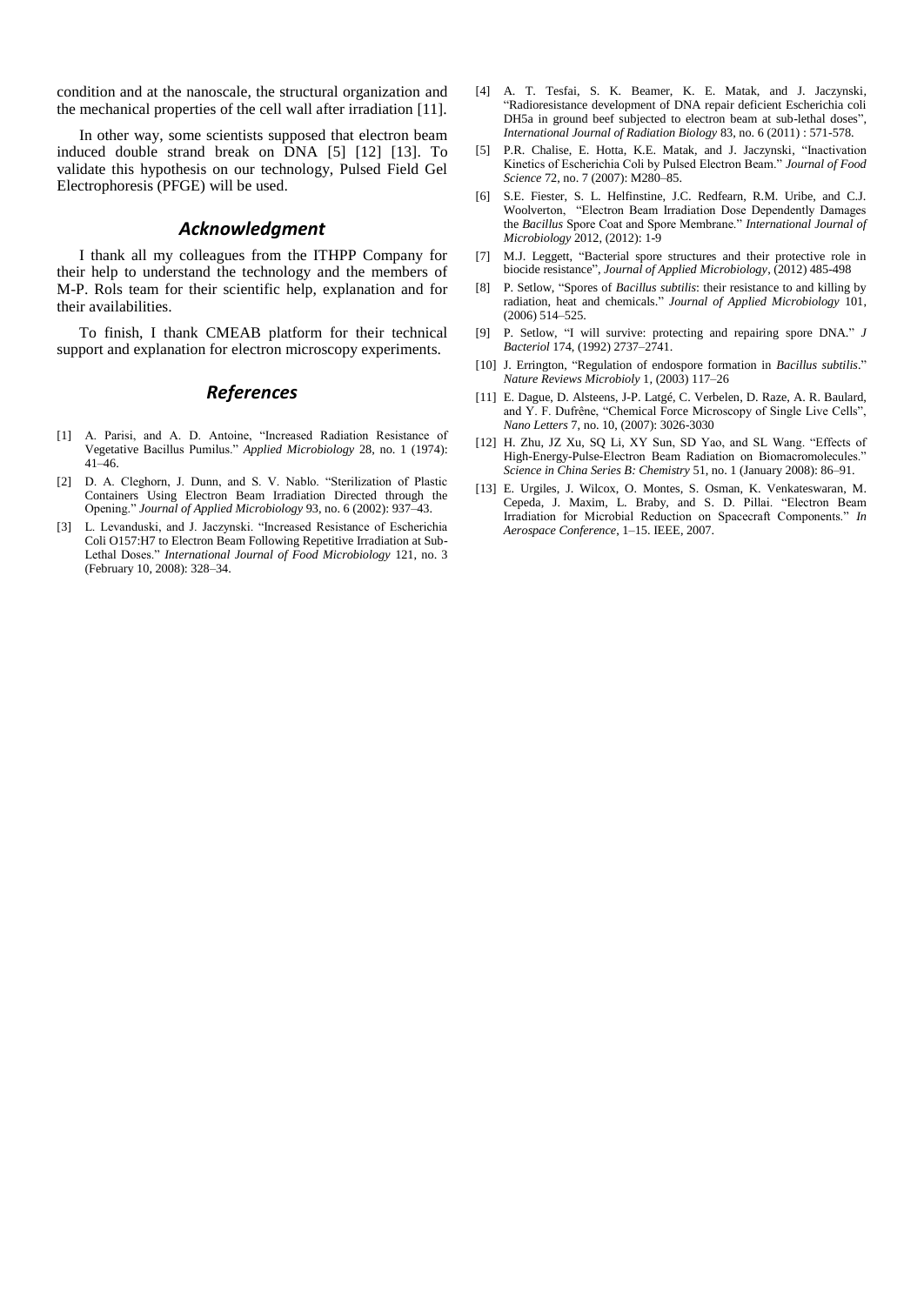condition and at the nanoscale, the structural organization and the mechanical properties of the cell wall after irradiation [11].

In other way, some scientists supposed that electron beam induced double strand break on DNA [5] [12] [13]. To validate this hypothesis on our technology, Pulsed Field Gel Electrophoresis (PFGE) will be used.

## *Acknowledgment*

I thank all my colleagues from the ITHPP Company for their help to understand the technology and the members of M-P. Rols team for their scientific help, explanation and for their availabilities.

To finish, I thank CMEAB platform for their technical support and explanation for electron microscopy experiments.

## *References*

[1] A. Parisi, and A. D. Antoine, "Increased Radiation Resistance of Vegetative Bacillus Pumilus." *Applied Microbiology* 28, no. 1 (1974): 41–46.

[2] D. A. Cleghorn, J. Dunn, and S. V. Nablo. "Sterilization of Plastic Containers Using Electron Beam Irradiation Directed through the Opening." *Journal of Applied Microbiology* 93, no. 6 (2002): 937–43.

[3] L. Levanduski, and J. Jaczynski. "Increased Resistance of Escherichia Coli O157:H7 to Electron Beam Following Repetitive Irradiation at Sub-Lethal Doses." *International Journal of Food Microbiology* 121, no. 3 (February 10, 2008): 328–34.

[4] A. T. Tesfai, S. K. Beamer, K. E. Matak, and J. Jaczynski, "Radioresistance development of DNA repair deficient Escherichia coli DH5a in ground beef subjected to electron beam at sub-lethal doses", *International Journal of Radiation Biology* 83, no. 6 (2011) : 571-578.

[5] P.R. Chalise, E. Hotta, K.E. Matak, and J. Jaczynski, "Inactivation Kinetics of Escherichia Coli by Pulsed Electron Beam." *Journal of Food Science* 72, no. 7 (2007): M280–85.

[6] S.E. Fiester, S. L. Helfinstine, J.C. Redfearn, R.M. Uribe, and C.J. Woolverton, "Electron Beam Irradiation Dose Dependently Damages the *Bacillus* Spore Coat and Spore Membrane." *International Journal of Microbiology* 2012, (2012): 1-9

[7] M.J. Leggett, "Bacterial spore structures and their protective role in biocide resistance", *Journal of Applied Microbiology*, (2012) 485-498

[8] P. Setlow, "Spores of *Bacillus subtilis*: their resistance to and killing by radiation, heat and chemicals." *Journal of Applied Microbiology* 101, (2006) 514–525.

[9] P. Setlow, "I will survive: protecting and repairing spore DNA." *J Bacteriol* 174, (1992) 2737–2741.

[10] J. Errington, "Regulation of endospore formation in *Bacillus subtilis*." *Nature Reviews Microbioly* 1, (2003) 117–26

[11] E. Dague, D. Alsteens, J-P. Latgé, C. Verbelen, D. Raze, A. R. Baulard, and Y. F. Dufrêne, "Chemical Force Microscopy of Single Live Cells", *Nano Letters* 7, no. 10, (2007): 3026-3030

[12] H. Zhu, JZ Xu, SQ Li, XY Sun, SD Yao, and SL Wang. "Effects of High-Energy-Pulse-Electron Beam Radiation on Biomacromolecules." *Science in China Series B: Chemistry* 51, no. 1 (January 2008): 86–91.

[13] E. Urgiles, J. Wilcox, O. Montes, S. Osman, K. Venkateswaran, M. Cepeda, J. Maxim, L. Braby, and S. D. Pillai. "Electron Beam Irradiation for Microbial Reduction on Spacecraft Components." *In Aerospace Conference*, 1–15. IEEE, 2007.